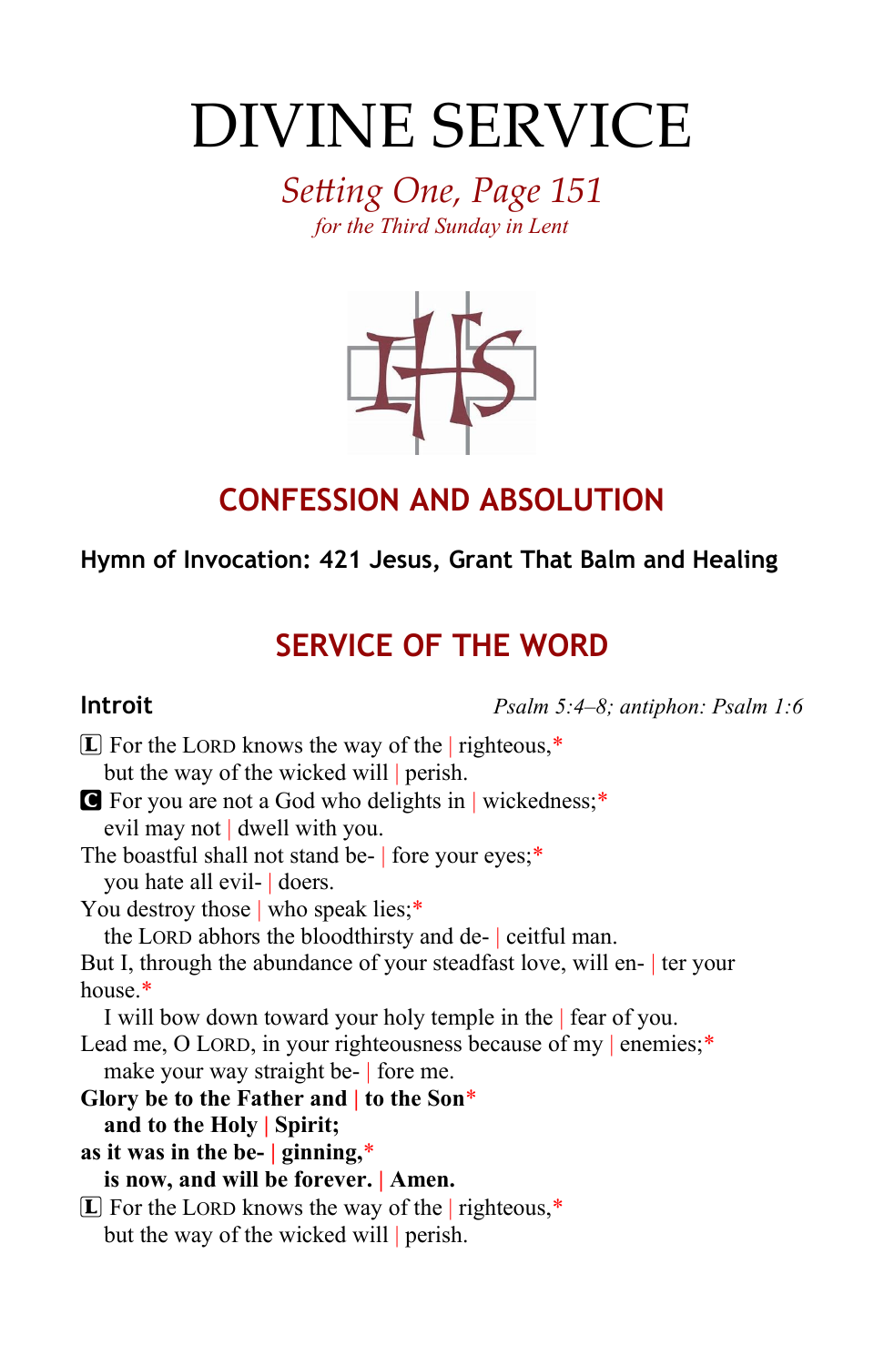# DIVINE SERVICE

*Setting One, Page 151*
*for the Third Sunday in Lent*

## CONFESSION AND ABSOLUTION

**Hymn of Invocation: 421 Jesus, Grant That Balm and Healing**

## SERVICE OF THE WORD

**Introit** *Psalm 5:4–8; antiphon: Psalm 1:6*

L For the LORD knows the way of the | righteous,*
but the way of the wicked will | perish.
C For you are not a God who delights in | wickedness;*
evil may not | dwell with you.
The boastful shall not stand be- | fore your eyes;*
you hate all evil- | doers.
You destroy those | who speak lies;*
the LORD abhors the bloodthirsty and de- | ceitful man.
But I, through the abundance of your steadfast love, will en- | ter your house.*
I will bow down toward your holy temple in the | fear of you.
Lead me, O LORD, in your righteousness because of my | enemies;*
make your way straight be- | fore me.
**Glory be to the Father and | to the Son***
**and to the Holy | Spirit;**
**as it was in the be- | ginning,***
**is now, and will be forever. | Amen.**
L For the LORD knows the way of the | righteous,*
but the way of the wicked will | perish.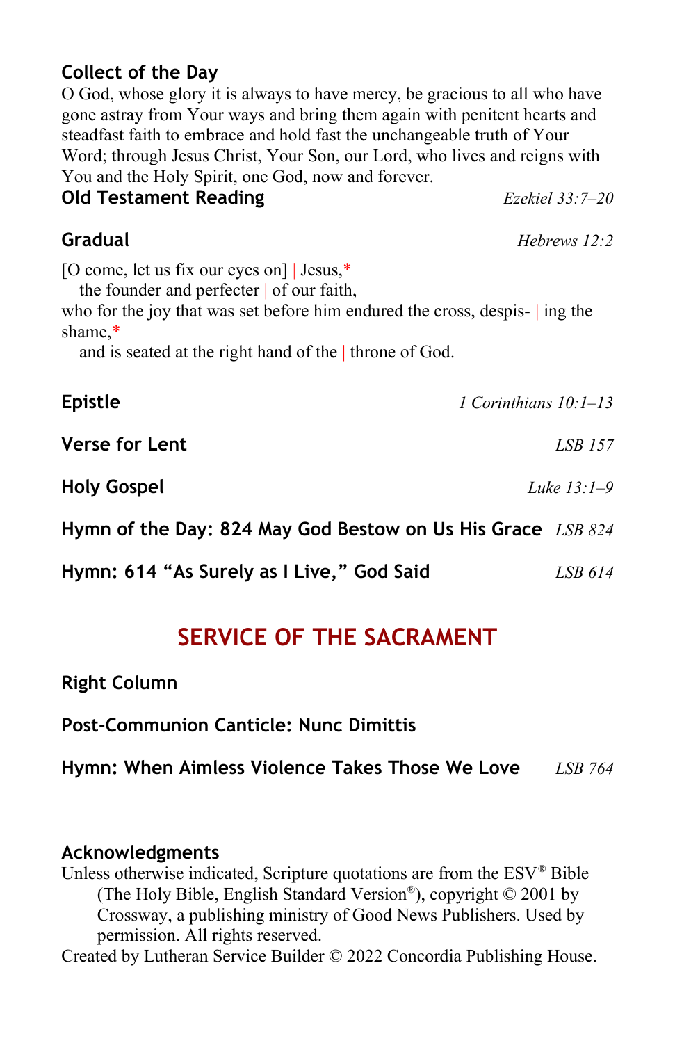### Collect of the Day

O God, whose glory it is always to have mercy, be gracious to all who have gone astray from Your ways and bring them again with penitent hearts and steadfast faith to embrace and hold fast the unchangeable truth of Your Word; through Jesus Christ, Your Son, our Lord, who lives and reigns with You and the Holy Spirit, one God, now and forever.

### Old Testament Reading *Ezekiel 33:7–20*

### Gradual *Hebrews 12:2*

[O come, let us fix our eyes on] | Jesus,*  
the founder and perfecter | of our faith,  
who for the joy that was set before him endured the cross, despis- | ing the shame,*  
and is seated at the right hand of the | throne of God.

### Epistle *1 Corinthians 10:1–13*

### Verse for Lent *LSB 157*

### Holy Gospel *Luke 13:1–9*

### Hymn of the Day: 824 May God Bestow on Us His Grace *LSB 824*

### Hymn: 614 “As Surely as I Live,” God Said *LSB 614*

## SERVICE OF THE SACRAMENT

### Right Column

### Post-Communion Canticle: Nunc Dimittis

### Hymn: When Aimless Violence Takes Those We Love *LSB 764*

### Acknowledgments

Unless otherwise indicated, Scripture quotations are from the ESV® Bible (The Holy Bible, English Standard Version®), copyright © 2001 by Crossway, a publishing ministry of Good News Publishers. Used by permission. All rights reserved.

Created by Lutheran Service Builder © 2022 Concordia Publishing House.